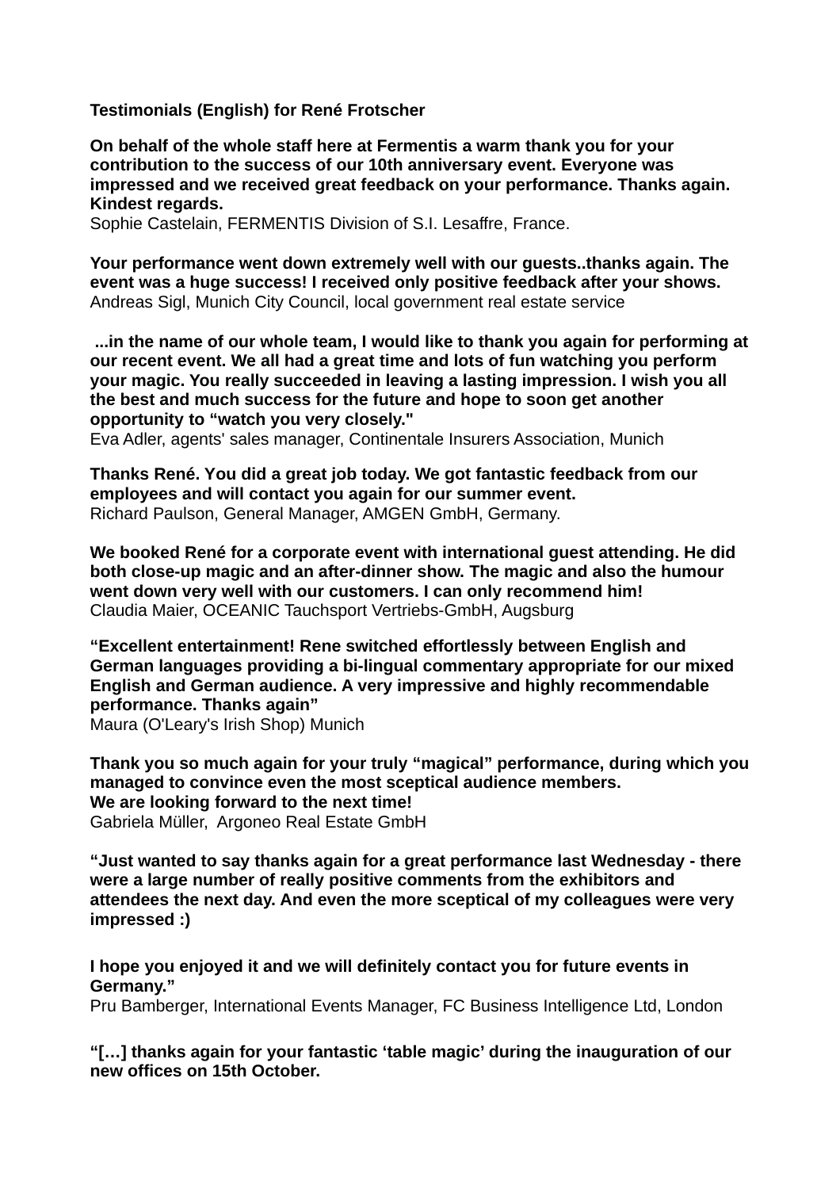**Testimonials (English) for René Frotscher**

**On behalf of the whole staff here at Fermentis a warm thank you for your contribution to the success of our 10th anniversary event. Everyone was impressed and we received great feedback on your performance. Thanks again. Kindest regards.**
Sophie Castelain, FERMENTIS Division of S.I. Lesaffre, France.

**Your performance went down extremely well with our guests..thanks again. The event was a huge success! I received only positive feedback after your shows.**
Andreas Sigl, Munich City Council, local government real estate service

**...in the name of our whole team, I would like to thank you again for performing at our recent event. We all had a great time and lots of fun watching you perform your magic. You really succeeded in leaving a lasting impression. I wish you all the best and much success for the future and hope to soon get another opportunity to "watch you very closely."**
Eva Adler, agents' sales manager, Continentale Insurers Association, Munich

**Thanks René. You did a great job today. We got fantastic feedback from our employees and will contact you again for our summer event.**
Richard Paulson, General Manager, AMGEN GmbH, Germany.

**We booked René for a corporate event with international guest attending. He did both close-up magic and an after-dinner show. The magic and also the humour went down very well with our customers. I can only recommend him!**
Claudia Maier, OCEANIC Tauchsport Vertriebs-GmbH, Augsburg

**"Excellent entertainment! Rene switched effortlessly between English and German languages providing a bi-lingual commentary appropriate for our mixed English and German audience. A very impressive and highly recommendable performance. Thanks again"**
Maura (O'Leary's Irish Shop) Munich

**Thank you so much again for your truly "magical" performance, during which you managed to convince even the most sceptical audience members.**
**We are looking forward to the next time!**
Gabriela Müller, Argoneo Real Estate GmbH

**"Just wanted to say thanks again for a great performance last Wednesday - there were a large number of really positive comments from the exhibitors and attendees the next day. And even the more sceptical of my colleagues were very impressed :)**

**I hope you enjoyed it and we will definitely contact you for future events in Germany."**
Pru Bamberger, International Events Manager, FC Business Intelligence Ltd, London

**"[…] thanks again for your fantastic 'table magic' during the inauguration of our new offices on 15th October.**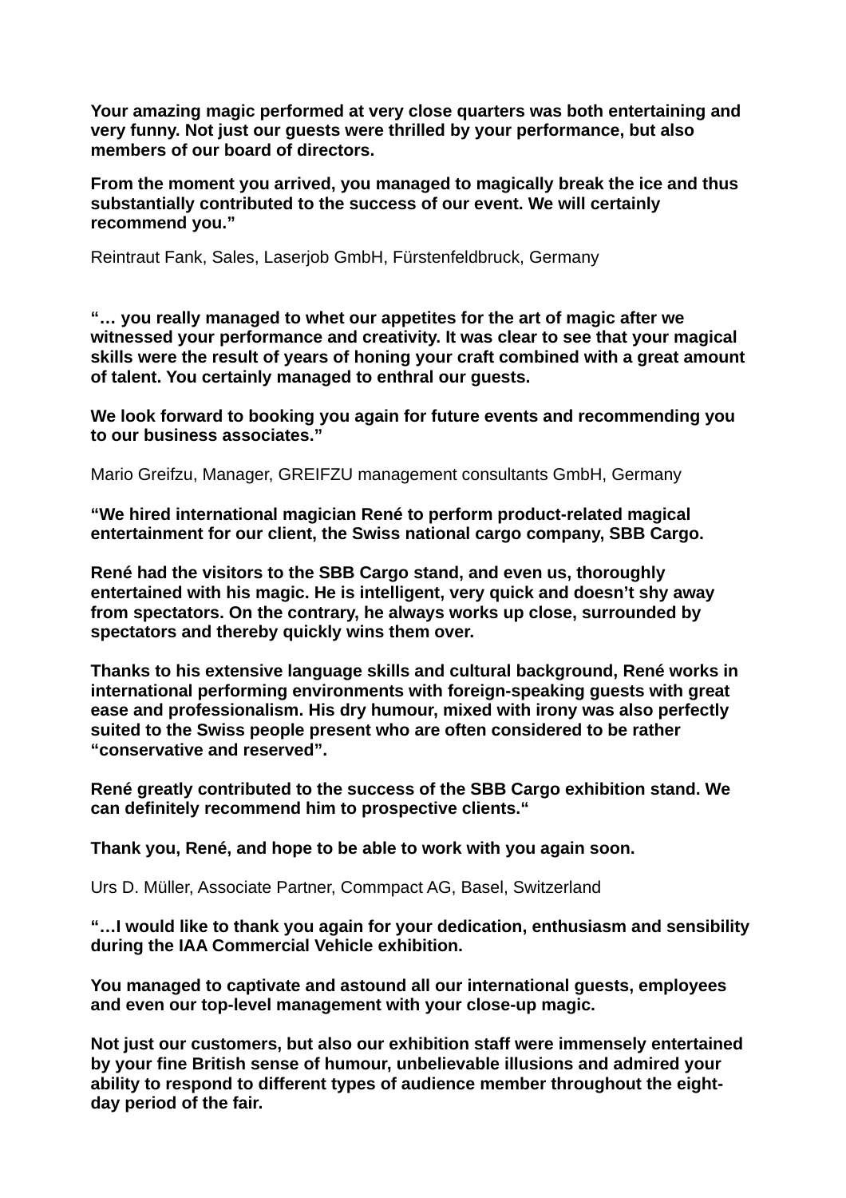**Your amazing magic performed at very close quarters was both entertaining and very funny. Not just our guests were thrilled by your performance, but also members of our board of directors.**

**From the moment you arrived, you managed to magically break the ice and thus substantially contributed to the success of our event. We will certainly recommend you."**

Reintraut Fank, Sales, Laserjob GmbH, Fürstenfeldbruck, Germany

**"… you really managed to whet our appetites for the art of magic after we witnessed your performance and creativity. It was clear to see that your magical skills were the result of years of honing your craft combined with a great amount of talent. You certainly managed to enthral our guests.**

**We look forward to booking you again for future events and recommending you to our business associates."**

Mario Greifzu, Manager, GREIFZU management consultants GmbH, Germany

**"We hired international magician René to perform product-related magical entertainment for our client, the Swiss national cargo company, SBB Cargo.**

**René had the visitors to the SBB Cargo stand, and even us, thoroughly entertained with his magic. He is intelligent, very quick and doesn't shy away from spectators. On the contrary, he always works up close, surrounded by spectators and thereby quickly wins them over.**

**Thanks to his extensive language skills and cultural background, René works in international performing environments with foreign-speaking guests with great ease and professionalism. His dry humour, mixed with irony was also perfectly suited to the Swiss people present who are often considered to be rather "conservative and reserved".**

**René greatly contributed to the success of the SBB Cargo exhibition stand. We can definitely recommend him to prospective clients."**

**Thank you, René, and hope to be able to work with you again soon.**

Urs D. Müller, Associate Partner, Commpact AG, Basel, Switzerland

**"…I would like to thank you again for your dedication, enthusiasm and sensibility during the IAA Commercial Vehicle exhibition.**

**You managed to captivate and astound all our international guests, employees and even our top-level management with your close-up magic.**

**Not just our customers, but also our exhibition staff were immensely entertained by your fine British sense of humour, unbelievable illusions and admired your ability to respond to different types of audience member throughout the eight-day period of the fair.**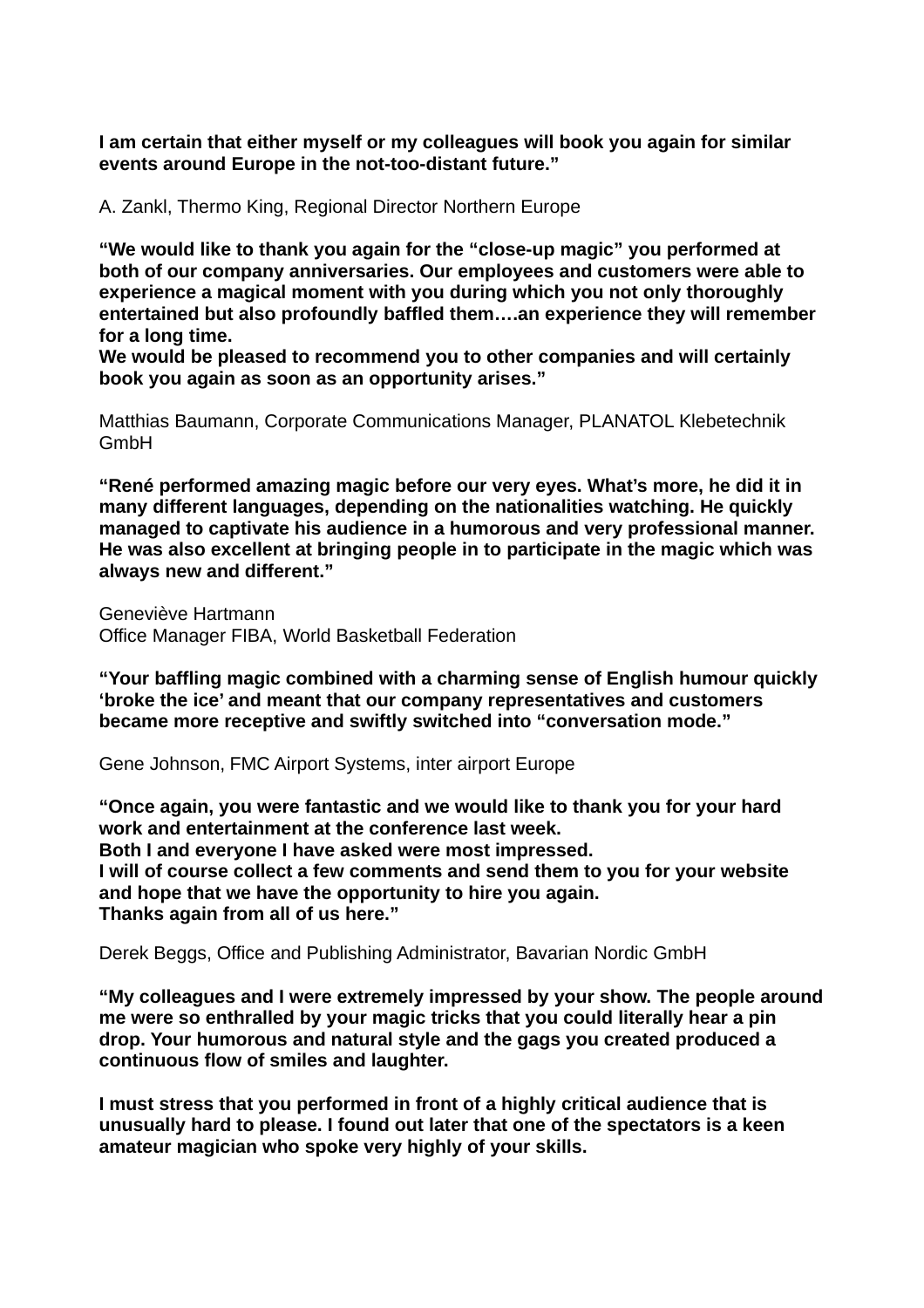**I am certain that either myself or my colleagues will book you again for similar events around Europe in the not-too-distant future.”**

A. Zankl, Thermo King, Regional Director Northern Europe

**“We would like to thank you again for the “close-up magic” you performed at both of our company anniversaries. Our employees and customers were able to experience a magical moment with you during which you not only thoroughly entertained but also profoundly baffled them….an experience they will remember for a long time.**
**We would be pleased to recommend you to other companies and will certainly book you again as soon as an opportunity arises.”**

Matthias Baumann, Corporate Communications Manager, PLANATOL Klebetechnik GmbH

**“René performed amazing magic before our very eyes. What’s more, he did it in many different languages, depending on the nationalities watching. He quickly managed to captivate his audience in a humorous and very professional manner. He was also excellent at bringing people in to participate in the magic which was always new and different.”**

Geneviève Hartmann
Office Manager FIBA, World Basketball Federation

**“Your baffling magic combined with a charming sense of English humour quickly ‘broke the ice’ and meant that our company representatives and customers became more receptive and swiftly switched into “conversation mode.”**

Gene Johnson, FMC Airport Systems, inter airport Europe

**“Once again, you were fantastic and we would like to thank you for your hard work and entertainment at the conference last week.**
**Both I and everyone I have asked were most impressed.**
**I will of course collect a few comments and send them to you for your website and hope that we have the opportunity to hire you again.**
**Thanks again from all of us here.”**

Derek Beggs, Office and Publishing Administrator, Bavarian Nordic GmbH

**“My colleagues and I were extremely impressed by your show. The people around me were so enthralled by your magic tricks that you could literally hear a pin drop. Your humorous and natural style and the gags you created produced a continuous flow of smiles and laughter.**

**I must stress that you performed in front of a highly critical audience that is unusually hard to please. I found out later that one of the spectators is a keen amateur magician who spoke very highly of your skills.**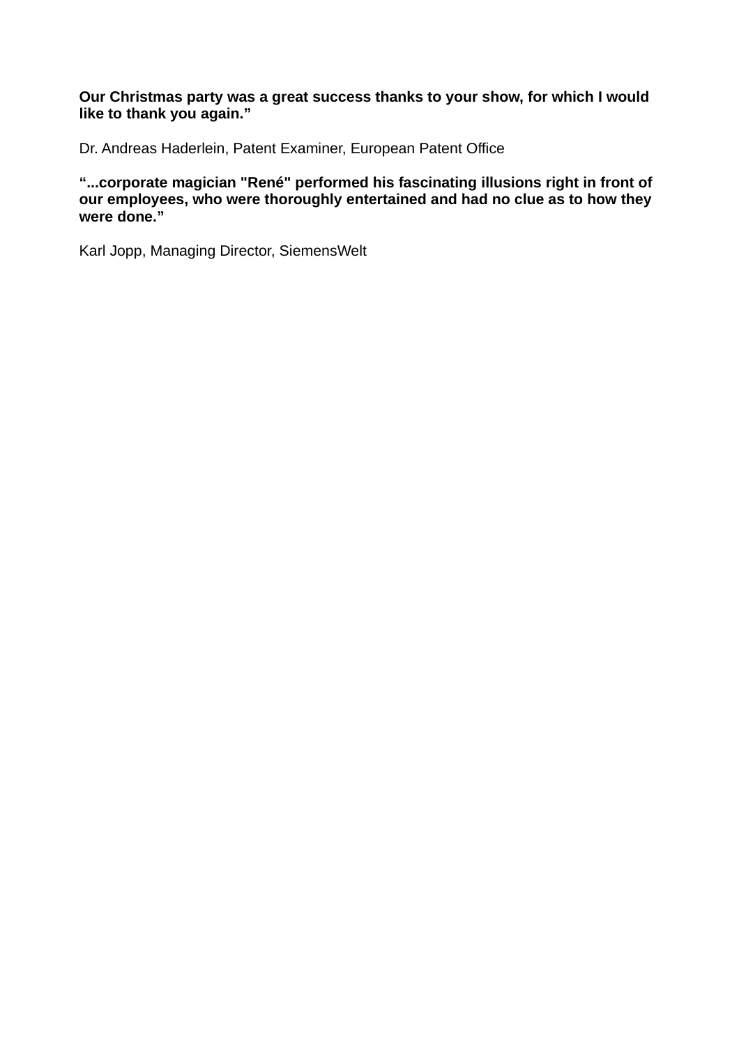**Our Christmas party was a great success thanks to your show, for which I would like to thank you again.”**

Dr. Andreas Haderlein, Patent Examiner, European Patent Office

**“...corporate magician "René" performed his fascinating illusions right in front of our employees, who were thoroughly entertained and had no clue as to how they were done.”**

Karl Jopp, Managing Director, SiemensWelt